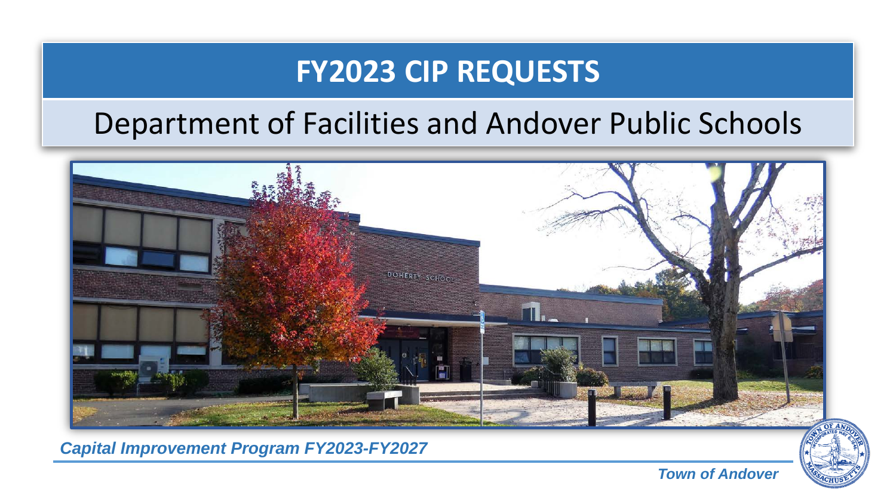# FY2023 CIP REQUESTS

## Department of Facilities and Andover Public Schools

*Capital Improvement Program FY2023-FY2027*

*Town of Andover*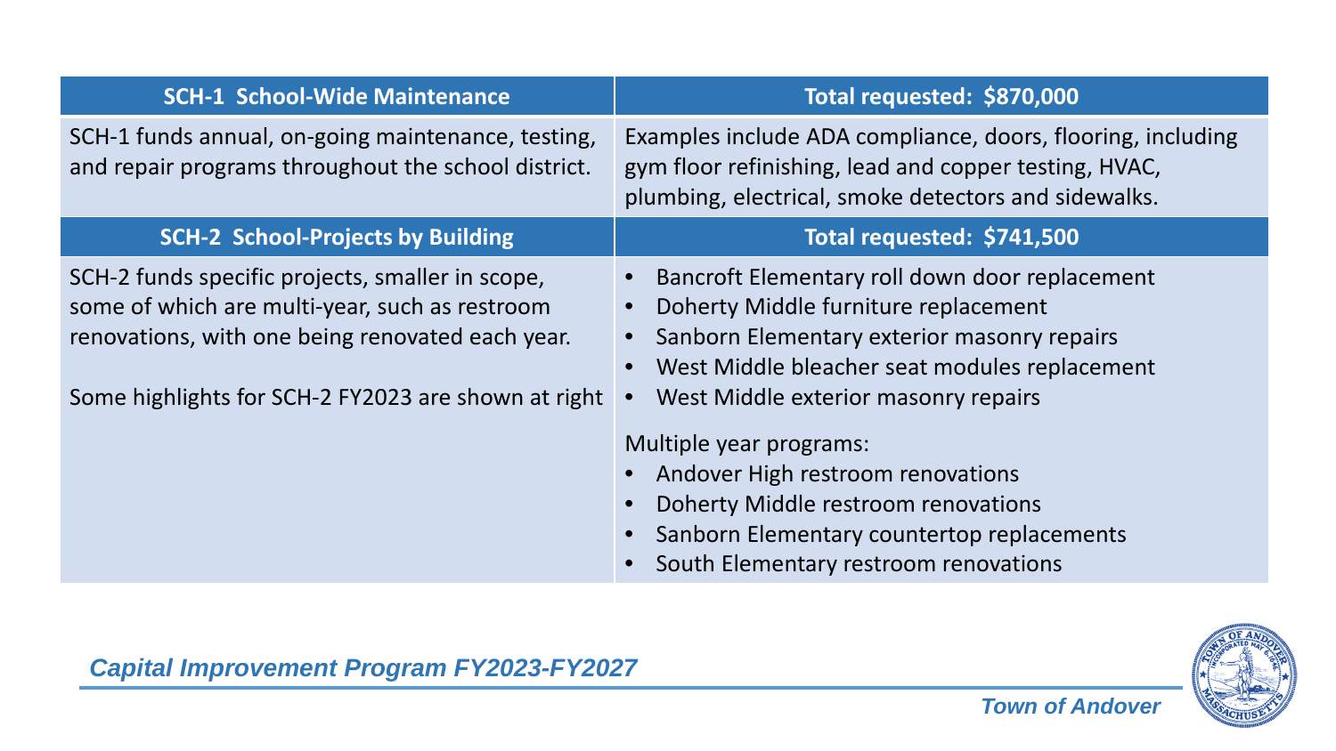| SCH-1 School-Wide Maintenance | Total requested: $870,000 |
| --- | --- |
| SCH-1 funds annual, on-going maintenance, testing, and repair programs throughout the school district. | Examples include ADA compliance, doors, flooring, including gym floor refinishing, lead and copper testing, HVAC, plumbing, electrical, smoke detectors and sidewalks. |
| **SCH-2 School-Projects by Building** | **Total requested: $741,500** |
| SCH-2 funds specific projects, smaller in scope, some of which are multi-year, such as restroom renovations, with one being renovated each year.<br><br>Some highlights for SCH-2 FY2023 are shown at right | • Bancroft Elementary roll down door replacement<br>• Doherty Middle furniture replacement<br>• Sanborn Elementary exterior masonry repairs<br>• West Middle bleacher seat modules replacement<br>• West Middle exterior masonry repairs<br><br>Multiple year programs:<br>• Andover High restroom renovations<br>• Doherty Middle restroom renovations<br>• Sanborn Elementary countertop replacements<br>• South Elementary restroom renovations |

*Capital Improvement Program FY2023-FY2027*

*Town of Andover*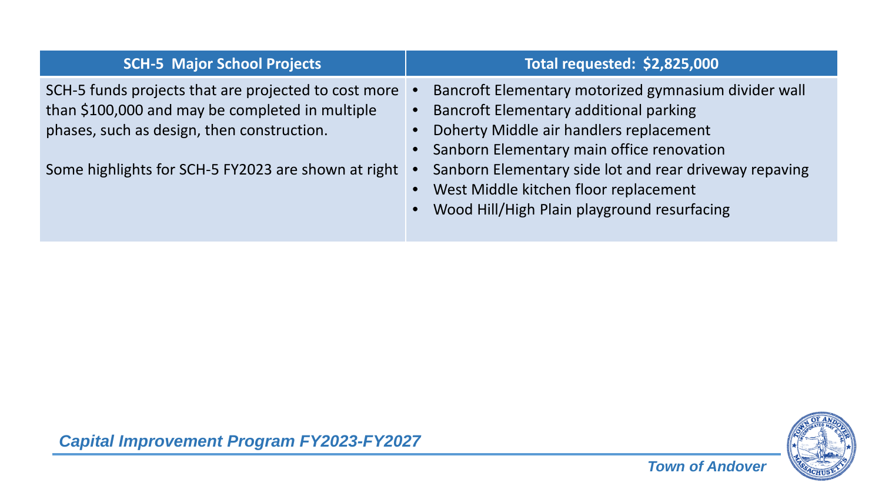| SCH-5 Major School Projects | Total requested: $2,825,000 |
| --- | --- |
| SCH-5 funds projects that are projected to cost more than $100,000 and may be completed in multiple phases, such as design, then construction.<br><br>Some highlights for SCH-5 FY2023 are shown at right | • Bancroft Elementary motorized gymnasium divider wall<br>• Bancroft Elementary additional parking<br>• Doherty Middle air handlers replacement<br>• Sanborn Elementary main office renovation<br>• Sanborn Elementary side lot and rear driveway repaving<br>• West Middle kitchen floor replacement<br>• Wood Hill/High Plain playground resurfacing |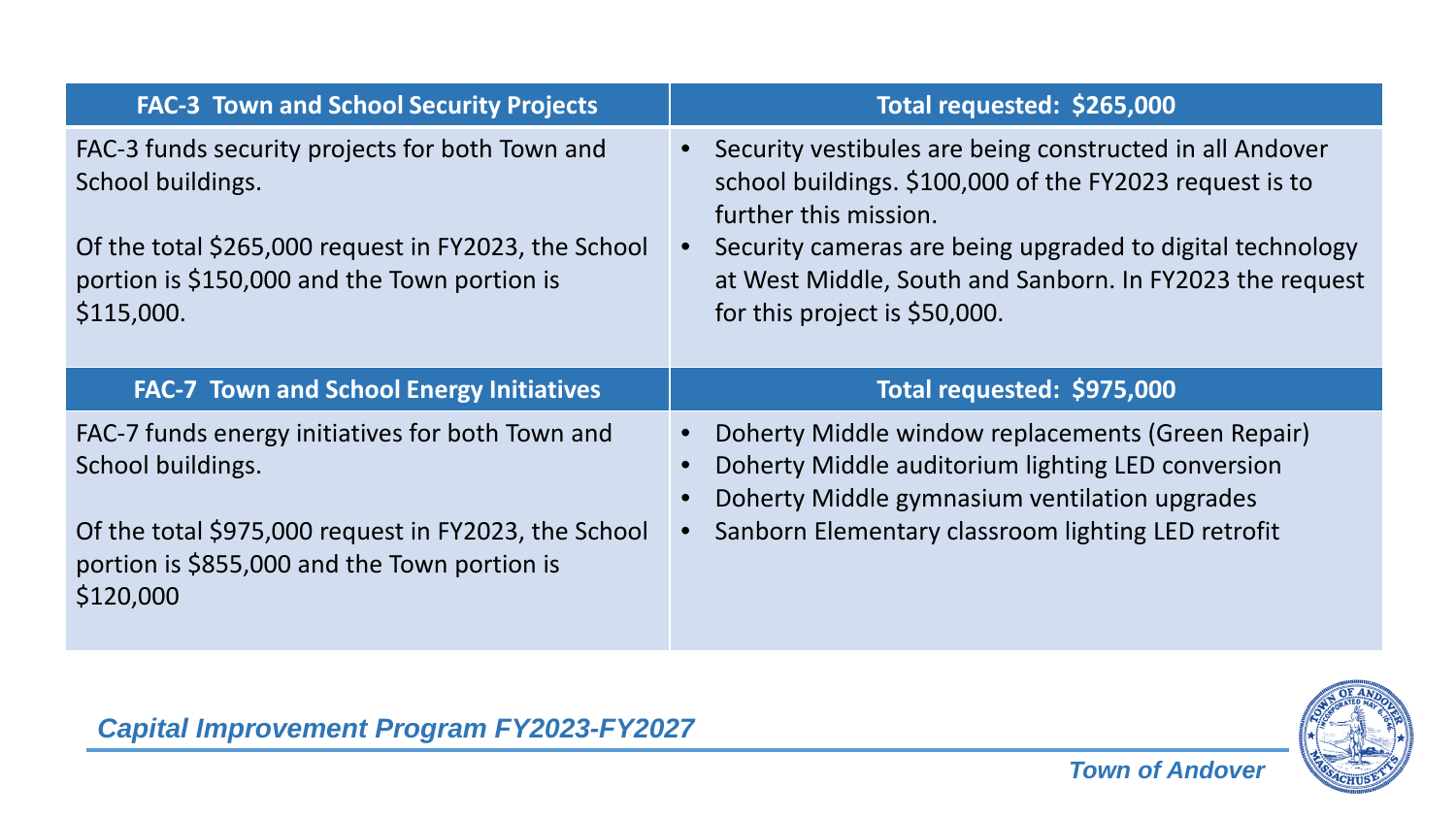| FAC-3 Town and School Security Projects | Total requested: $265,000 |
| --- | --- |
| FAC-3 funds security projects for both Town and School buildings.<br><br>Of the total $265,000 request in FY2023, the School portion is $150,000 and the Town portion is $115,000. | • Security vestibules are being constructed in all Andover school buildings. $100,000 of the FY2023 request is to further this mission.<br>• Security cameras are being upgraded to digital technology at West Middle, South and Sanborn. In FY2023 the request for this project is $50,000. |
| **FAC-7 Town and School Energy Initiatives** | **Total requested: $975,000** |
| FAC-7 funds energy initiatives for both Town and School buildings.<br><br>Of the total $975,000 request in FY2023, the School portion is $855,000 and the Town portion is $120,000 | • Doherty Middle window replacements (Green Repair)<br>• Doherty Middle auditorium lighting LED conversion<br>• Doherty Middle gymnasium ventilation upgrades<br>• Sanborn Elementary classroom lighting LED retrofit |

*Capital Improvement Program FY2023-FY2027*

*Town of Andover*